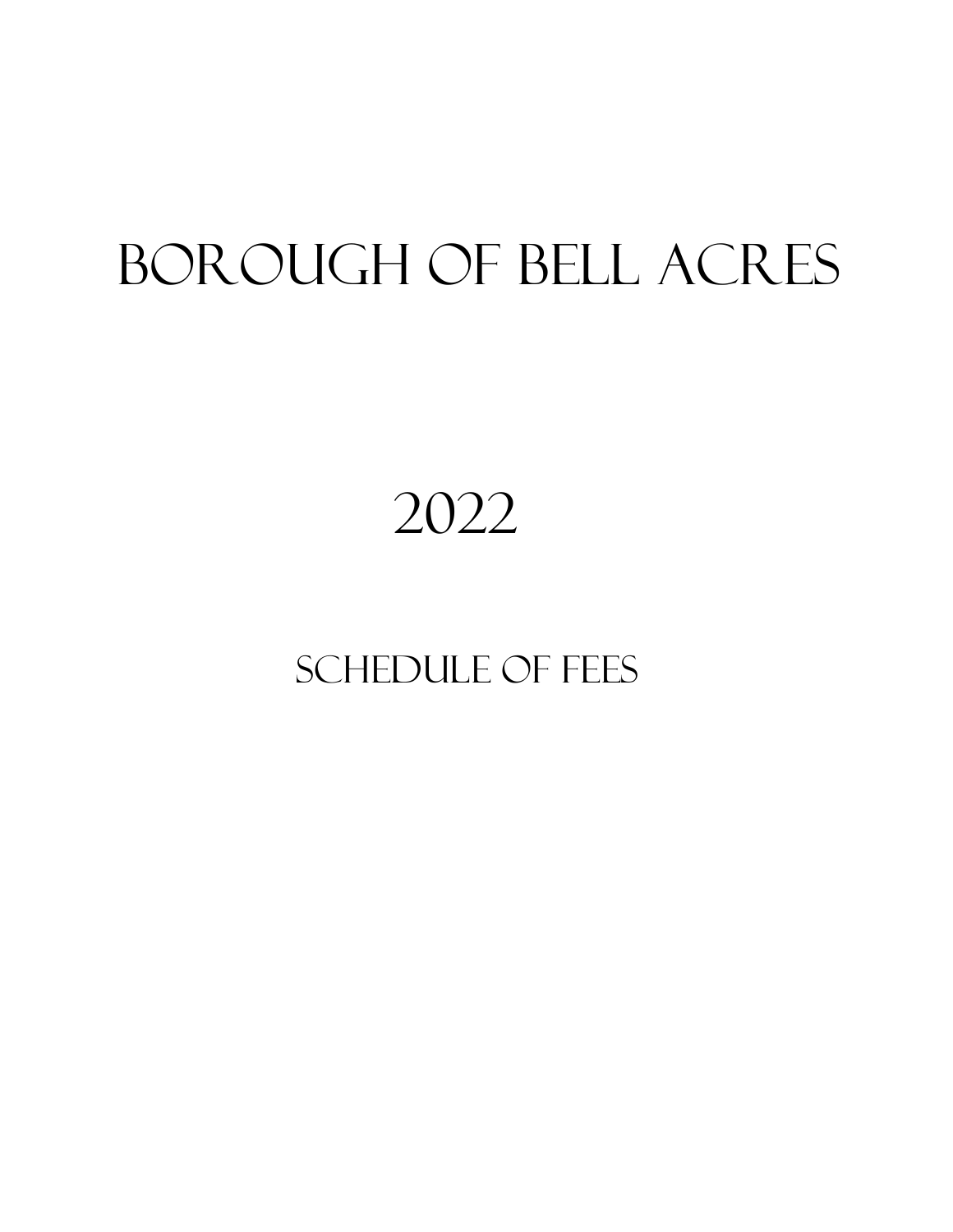# Borough of Bell Acres

## 2022

### Schedule of Fees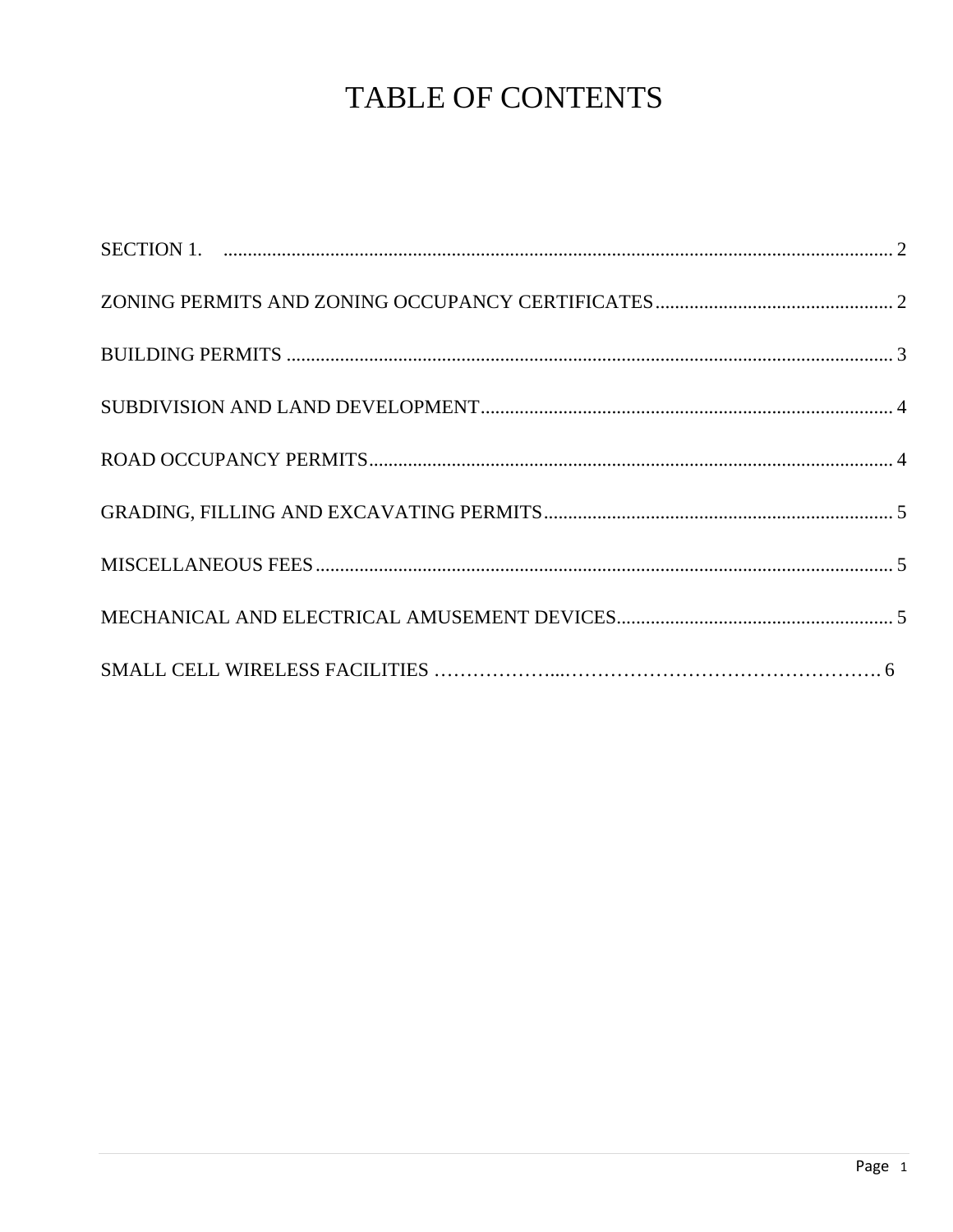# TABLE OF CONTENTS

SECTION 1. .......................................................................................................................... 2

ZONING PERMITS AND ZONING OCCUPANCY CERTIFICATES ................................................. 2

BUILDING PERMITS ............................................................................................................. 3

SUBDIVISION AND LAND DEVELOPMENT ..................................................................................... 4

ROAD OCCUPANCY PERMITS ........................................................................................................... 4

GRADING, FILLING AND EXCAVATING PERMITS ........................................................................ 5

MISCELLANEOUS FEES ....................................................................................................................... 5

MECHANICAL AND ELECTRICAL AMUSEMENT DEVICES ......................................................... 5

SMALL CELL WIRELESS FACILITIES ………………...……………………………………………. 6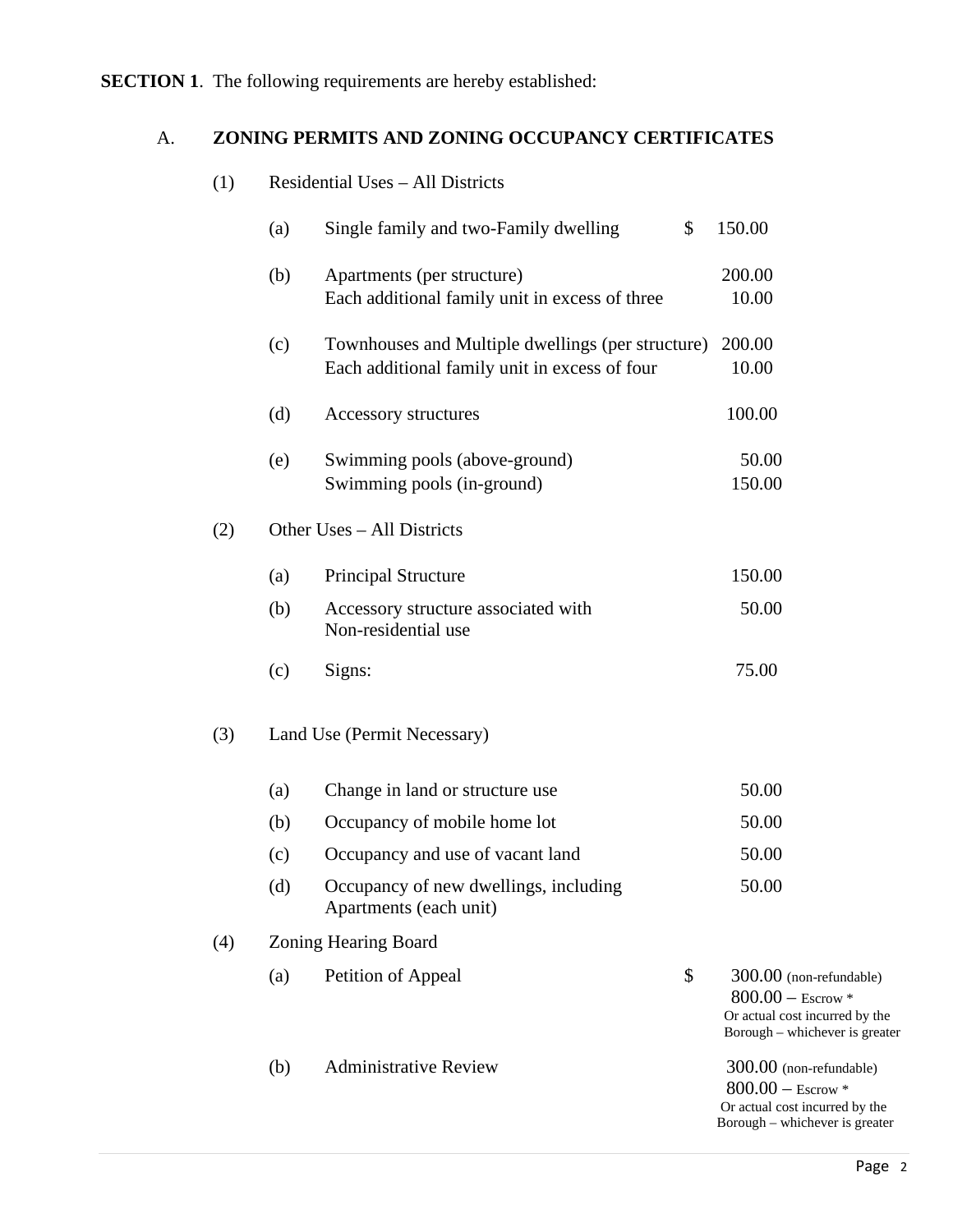**SECTION 1**. The following requirements are hereby established:

A. **ZONING PERMITS AND ZONING OCCUPANCY CERTIFICATES**

(1) Residential Uses – All Districts

| | | |
|---|---|---|
| (a) | Single family and two-Family dwelling | $ 150.00 |
| (b) | Apartments (per structure) | 200.00 |
| | Each additional family unit in excess of three | 10.00 |
| (c) | Townhouses and Multiple dwellings (per structure) | 200.00 |
| | Each additional family unit in excess of four | 10.00 |
| (d) | Accessory structures | 100.00 |
| (e) | Swimming pools (above-ground) | 50.00 |
| | Swimming pools (in-ground) | 150.00 |

(2) Other Uses – All Districts

| | | |
|---|---|---|
| (a) | Principal Structure | 150.00 |
| (b) | Accessory structure associated with Non-residential use | 50.00 |
| (c) | Signs: | 75.00 |

(3) Land Use (Permit Necessary)

| | | |
|---|---|---|
| (a) | Change in land or structure use | 50.00 |
| (b) | Occupancy of mobile home lot | 50.00 |
| (c) | Occupancy and use of vacant land | 50.00 |
| (d) | Occupancy of new dwellings, including Apartments (each unit) | 50.00 |

(4) Zoning Hearing Board

| | | |
|---|---|---|
| (a) | Petition of Appeal | $ 300.00 (non-refundable)<br>800.00 – Escrow *<br>Or actual cost incurred by the Borough – whichever is greater |
| (b) | Administrative Review | 300.00 (non-refundable)<br>800.00 – Escrow *<br>Or actual cost incurred by the Borough – whichever is greater |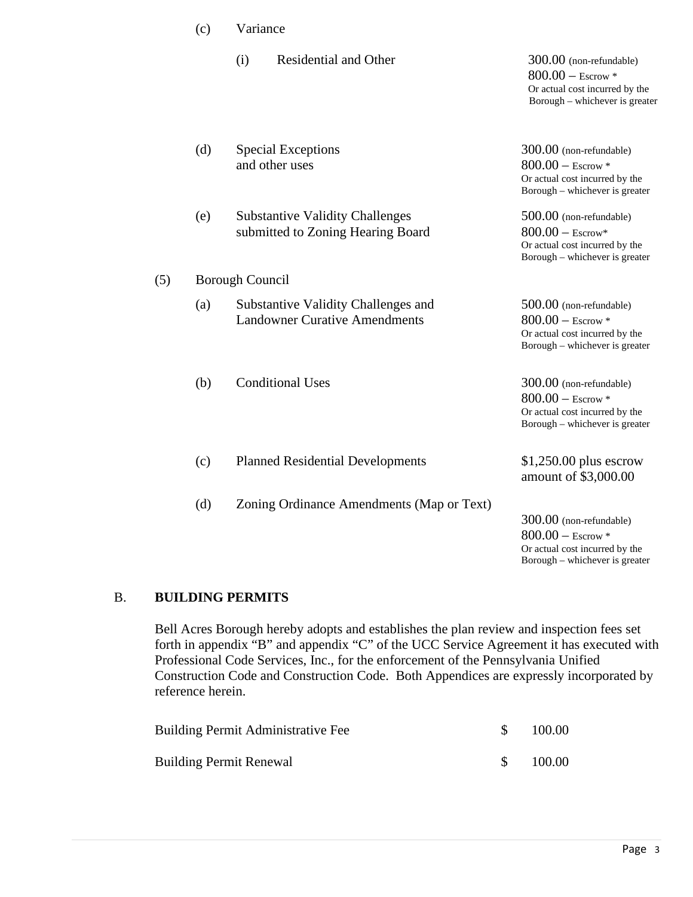(c) Variance

(i) Residential and Other — 300.00 (non-refundable)
800.00 – Escrow *
Or actual cost incurred by the Borough – whichever is greater

(d) Special Exceptions and other uses — 300.00 (non-refundable)
800.00 – Escrow *
Or actual cost incurred by the Borough – whichever is greater

(e) Substantive Validity Challenges submitted to Zoning Hearing Board — 500.00 (non-refundable)
800.00 – Escrow*
Or actual cost incurred by the Borough – whichever is greater

(5) Borough Council

(a) Substantive Validity Challenges and Landowner Curative Amendments — 500.00 (non-refundable)
800.00 – Escrow *
Or actual cost incurred by the Borough – whichever is greater

(b) Conditional Uses — 300.00 (non-refundable)
800.00 – Escrow *
Or actual cost incurred by the Borough – whichever is greater

(c) Planned Residential Developments — $1,250.00 plus escrow amount of $3,000.00

(d) Zoning Ordinance Amendments (Map or Text) — 300.00 (non-refundable)
800.00 – Escrow *
Or actual cost incurred by the Borough – whichever is greater

## B. **BUILDING PERMITS**

Bell Acres Borough hereby adopts and establishes the plan review and inspection fees set forth in appendix "B" and appendix "C" of the UCC Service Agreement it has executed with Professional Code Services, Inc., for the enforcement of the Pennsylvania Unified Construction Code and Construction Code. Both Appendices are expressly incorporated by reference herein.

| | |
|---|---|
| Building Permit Administrative Fee | $ 100.00 |
| Building Permit Renewal | $ 100.00 |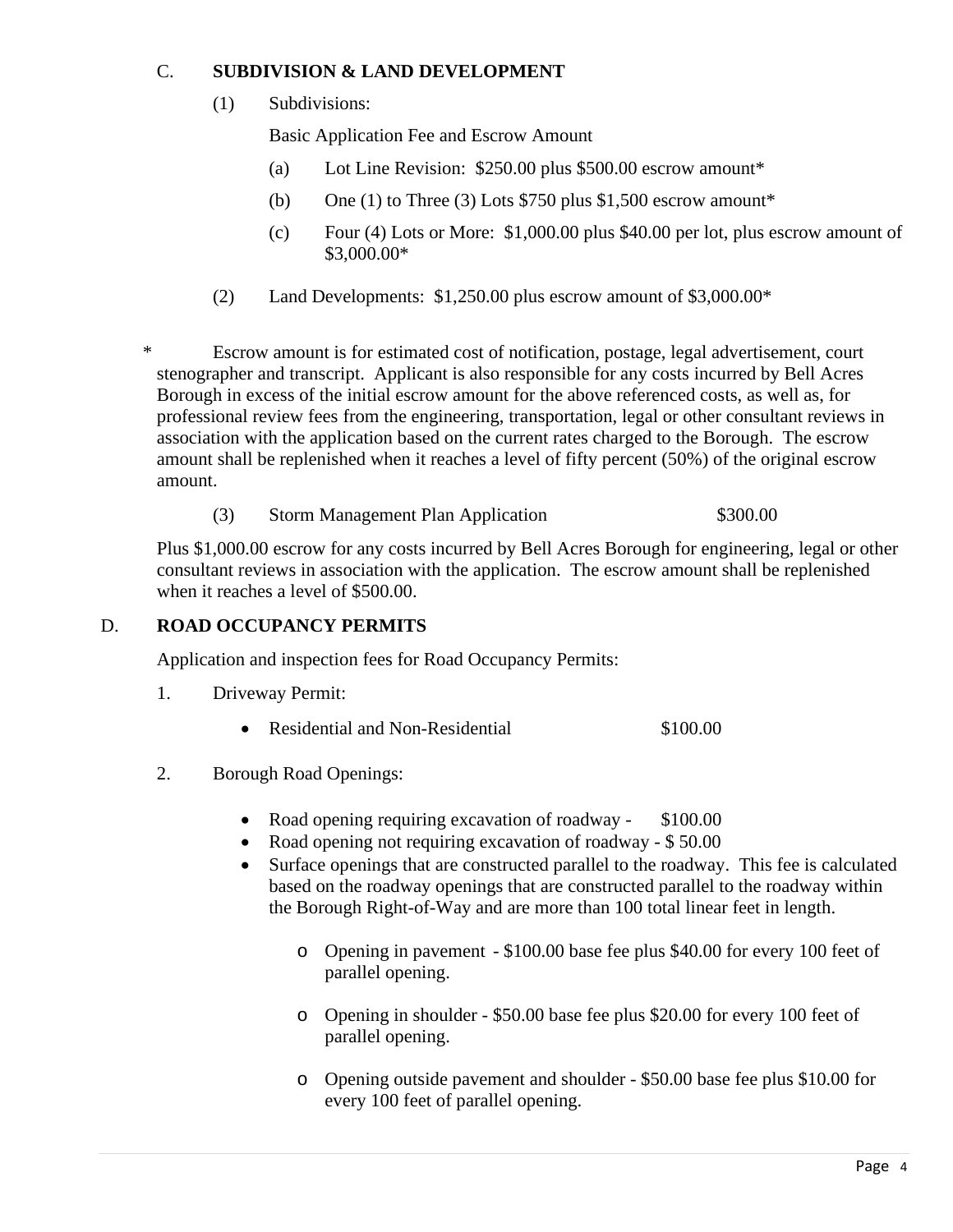## C. SUBDIVISION & LAND DEVELOPMENT

(1) Subdivisions:

Basic Application Fee and Escrow Amount

(a) Lot Line Revision: $250.00 plus $500.00 escrow amount*

(b) One (1) to Three (3) Lots $750 plus $1,500 escrow amount*

(c) Four (4) Lots or More: $1,000.00 plus $40.00 per lot, plus escrow amount of $3,000.00*

(2) Land Developments: $1,250.00 plus escrow amount of $3,000.00*

* Escrow amount is for estimated cost of notification, postage, legal advertisement, court stenographer and transcript. Applicant is also responsible for any costs incurred by Bell Acres Borough in excess of the initial escrow amount for the above referenced costs, as well as, for professional review fees from the engineering, transportation, legal or other consultant reviews in association with the application based on the current rates charged to the Borough. The escrow amount shall be replenished when it reaches a level of fifty percent (50%) of the original escrow amount.

(3) Storm Management Plan Application $300.00

Plus $1,000.00 escrow for any costs incurred by Bell Acres Borough for engineering, legal or other consultant reviews in association with the application. The escrow amount shall be replenished when it reaches a level of $500.00.

## D. ROAD OCCUPANCY PERMITS

Application and inspection fees for Road Occupancy Permits:

1. Driveway Permit:

   - Residential and Non-Residential $100.00

2. Borough Road Openings:

   - Road opening requiring excavation of roadway - $100.00
   - Road opening not requiring excavation of roadway - $ 50.00
   - Surface openings that are constructed parallel to the roadway. This fee is calculated based on the roadway openings that are constructed parallel to the roadway within the Borough Right-of-Way and are more than 100 total linear feet in length.

     - Opening in pavement - $100.00 base fee plus $40.00 for every 100 feet of parallel opening.

     - Opening in shoulder - $50.00 base fee plus $20.00 for every 100 feet of parallel opening.

     - Opening outside pavement and shoulder - $50.00 base fee plus $10.00 for every 100 feet of parallel opening.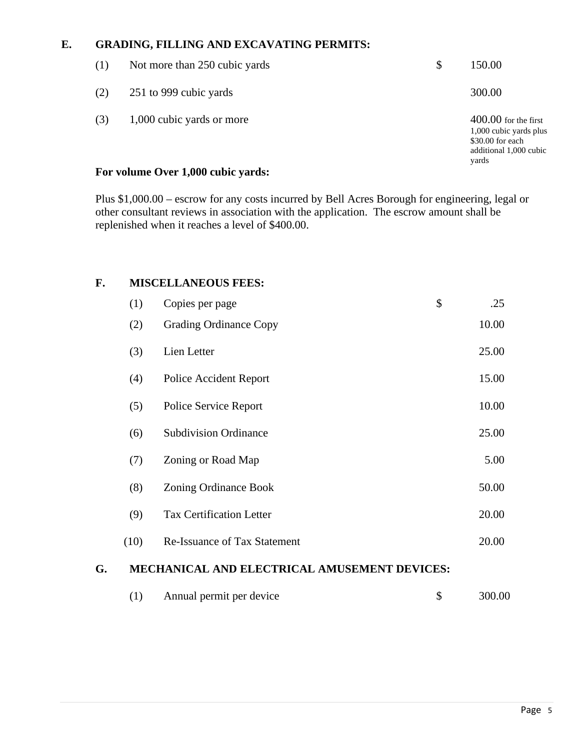## E. GRADING, FILLING AND EXCAVATING PERMITS:

| | | | |
|---|---|---|---|
| (1) | Not more than 250 cubic yards | $ | 150.00 |
| (2) | 251 to 999 cubic yards | | 300.00 |
| (3) | 1,000 cubic yards or more | | 400.00 for the first 1,000 cubic yards plus $30.00 for each additional 1,000 cubic yards |

**For volume Over 1,000 cubic yards:**

Plus $1,000.00 – escrow for any costs incurred by Bell Acres Borough for engineering, legal or other consultant reviews in association with the application. The escrow amount shall be replenished when it reaches a level of $400.00.

## F. MISCELLANEOUS FEES:

| | | | |
|---|---|---|---|
| (1) | Copies per page | $ | .25 |
| (2) | Grading Ordinance Copy | | 10.00 |
| (3) | Lien Letter | | 25.00 |
| (4) | Police Accident Report | | 15.00 |
| (5) | Police Service Report | | 10.00 |
| (6) | Subdivision Ordinance | | 25.00 |
| (7) | Zoning or Road Map | | 5.00 |
| (8) | Zoning Ordinance Book | | 50.00 |
| (9) | Tax Certification Letter | | 20.00 |
| (10) | Re-Issuance of Tax Statement | | 20.00 |

## G. MECHANICAL AND ELECTRICAL AMUSEMENT DEVICES:

| | | | |
|---|---|---|---|
| (1) | Annual permit per device | $ | 300.00 |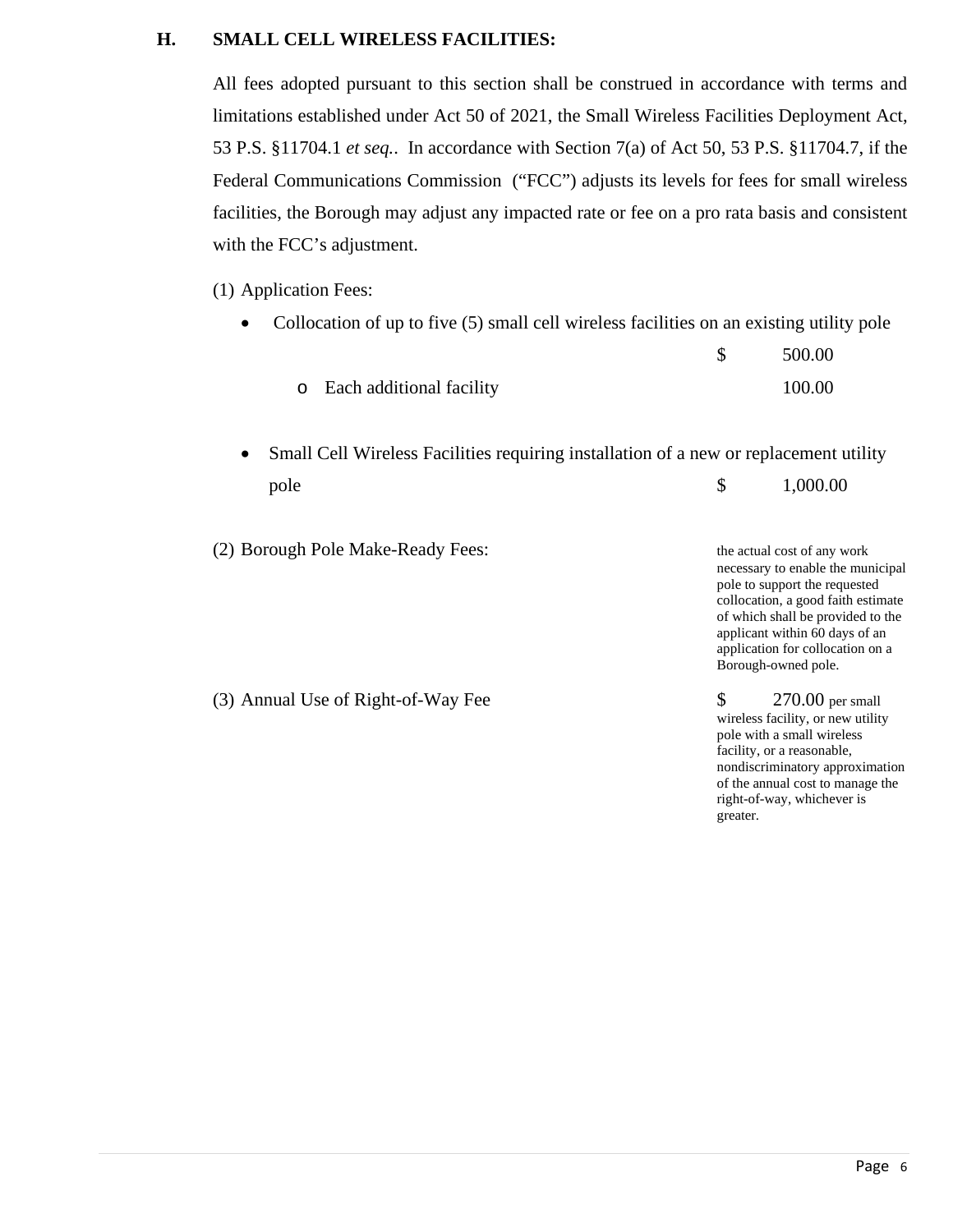## H. SMALL CELL WIRELESS FACILITIES:

All fees adopted pursuant to this section shall be construed in accordance with terms and limitations established under Act 50 of 2021, the Small Wireless Facilities Deployment Act, 53 P.S. §11704.1 *et seq.*. In accordance with Section 7(a) of Act 50, 53 P.S. §11704.7, if the Federal Communications Commission ("FCC") adjusts its levels for fees for small wireless facilities, the Borough may adjust any impacted rate or fee on a pro rata basis and consistent with the FCC's adjustment.

(1) Application Fees:

- Collocation of up to five (5) small cell wireless facilities on an existing utility pole — $ 500.00
  - Each additional facility — 100.00
- Small Cell Wireless Facilities requiring installation of a new or replacement utility pole — $ 1,000.00

(2) Borough Pole Make-Ready Fees: the actual cost of any work necessary to enable the municipal pole to support the requested collocation, a good faith estimate of which shall be provided to the applicant within 60 days of an application for collocation on a Borough-owned pole.

(3) Annual Use of Right-of-Way Fee: $ 270.00 per small wireless facility, or new utility pole with a small wireless facility, or a reasonable, nondiscriminatory approximation of the annual cost to manage the right-of-way, whichever is greater.